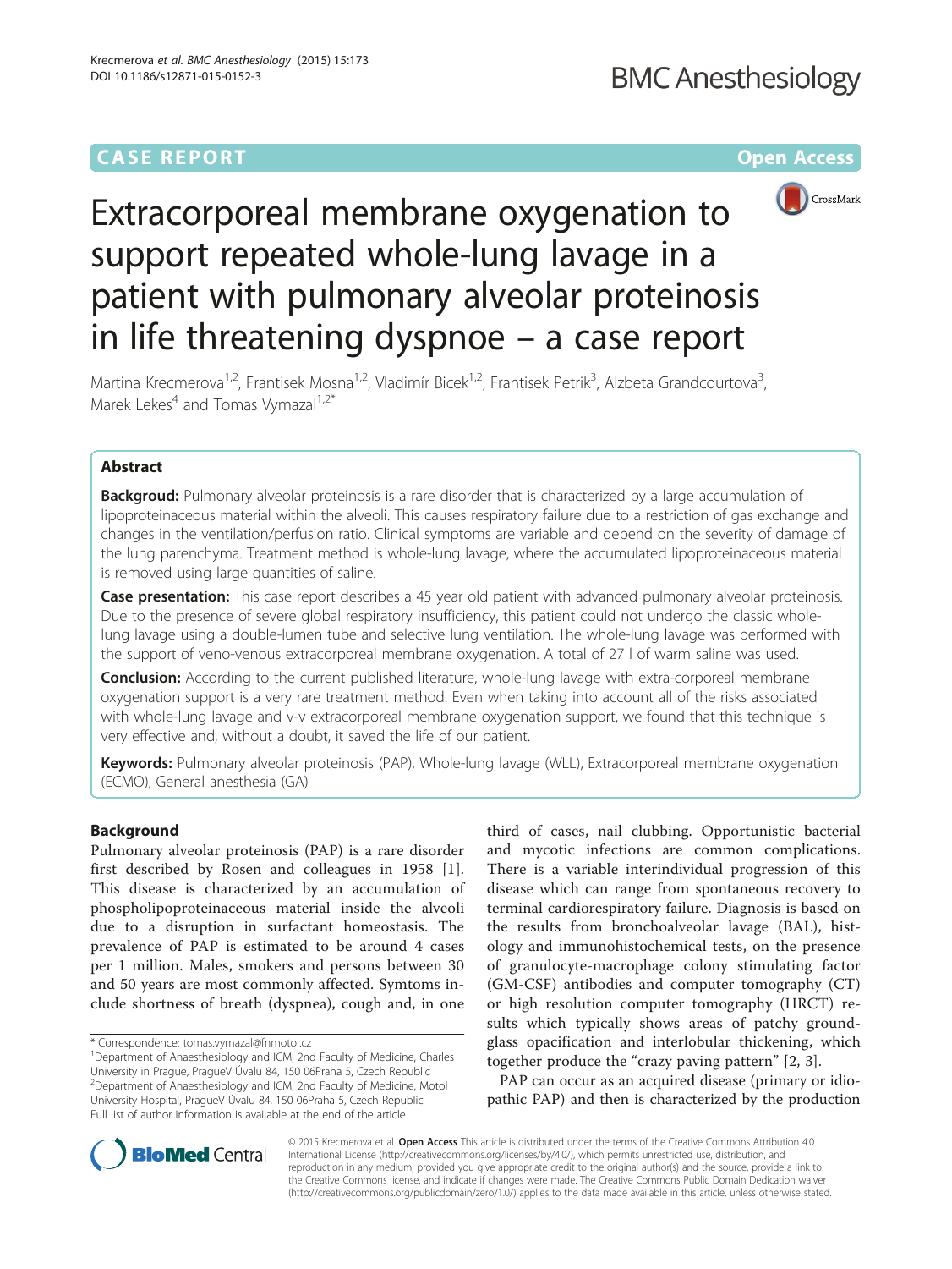CASE REPORT Open Access

# Extracorporeal membrane oxygenation to support repeated whole-lung lavage in a patient with pulmonary alveolar proteinosis in life threatening dyspnoe – a case report

Martina Krecmerova[1,2], Frantisek Mosna[1,2], Vladimír Bicek[1,2], Frantisek Petrik[3], Alzbeta Grandcourtova[3], Marek Lekes[4] and Tomas Vymazal[1,2*]

## Abstract

**Backgroud:** Pulmonary alveolar proteinosis is a rare disorder that is characterized by a large accumulation of lipoproteinaceous material within the alveoli. This causes respiratory failure due to a restriction of gas exchange and changes in the ventilation/perfusion ratio. Clinical symptoms are variable and depend on the severity of damage of the lung parenchyma. Treatment method is whole-lung lavage, where the accumulated lipoproteinaceous material is removed using large quantities of saline.

**Case presentation:** This case report describes a 45 year old patient with advanced pulmonary alveolar proteinosis. Due to the presence of severe global respiratory insufficiency, this patient could not undergo the classic whole-lung lavage using a double-lumen tube and selective lung ventilation. The whole-lung lavage was performed with the support of veno-venous extracorporeal membrane oxygenation. A total of 27 l of warm saline was used.

**Conclusion:** According to the current published literature, whole-lung lavage with extra-corporeal membrane oxygenation support is a very rare treatment method. Even when taking into account all of the risks associated with whole-lung lavage and v-v extracorporeal membrane oxygenation support, we found that this technique is very effective and, without a doubt, it saved the life of our patient.

**Keywords:** Pulmonary alveolar proteinosis (PAP), Whole-lung lavage (WLL), Extracorporeal membrane oxygenation (ECMO), General anesthesia (GA)

## Background

Pulmonary alveolar proteinosis (PAP) is a rare disorder first described by Rosen and colleagues in 1958 [1]. This disease is characterized by an accumulation of phospholipoproteinaceous material inside the alveoli due to a disruption in surfactant homeostasis. The prevalence of PAP is estimated to be around 4 cases per 1 million. Males, smokers and persons between 30 and 50 years are most commonly affected. Symtoms include shortness of breath (dyspnea), cough and, in one third of cases, nail clubbing. Opportunistic bacterial and mycotic infections are common complications. There is a variable interindividual progression of this disease which can range from spontaneous recovery to terminal cardiorespiratory failure. Diagnosis is based on the results from bronchoalveolar lavage (BAL), histology and immunohistochemical tests, on the presence of granulocyte-macrophage colony stimulating factor (GM-CSF) antibodies and computer tomography (CT) or high resolution computer tomography (HRCT) results which typically shows areas of patchy ground-glass opacification and interlobular thickening, which together produce the "crazy paving pattern" [2, 3].

PAP can occur as an acquired disease (primary or idiopathic PAP) and then is characterized by the production

\* Correspondence: tomas.vymazal@fnmotol.cz
[1]Department of Anaesthesiology and ICM, 2nd Faculty of Medicine, Charles University in Prague, PragueV Úvalu 84, 150 06Praha 5, Czech Republic
[2]Department of Anaesthesiology and ICM, 2nd Faculty of Medicine, Motol University Hospital, PragueV Úvalu 84, 150 06Praha 5, Czech Republic
Full list of author information is available at the end of the article

© 2015 Krecmerova et al. **Open Access** This article is distributed under the terms of the Creative Commons Attribution 4.0 International License (http://creativecommons.org/licenses/by/4.0/), which permits unrestricted use, distribution, and reproduction in any medium, provided you give appropriate credit to the original author(s) and the source, provide a link to the Creative Commons license, and indicate if changes were made. The Creative Commons Public Domain Dedication waiver (http://creativecommons.org/publicdomain/zero/1.0/) applies to the data made available in this article, unless otherwise stated.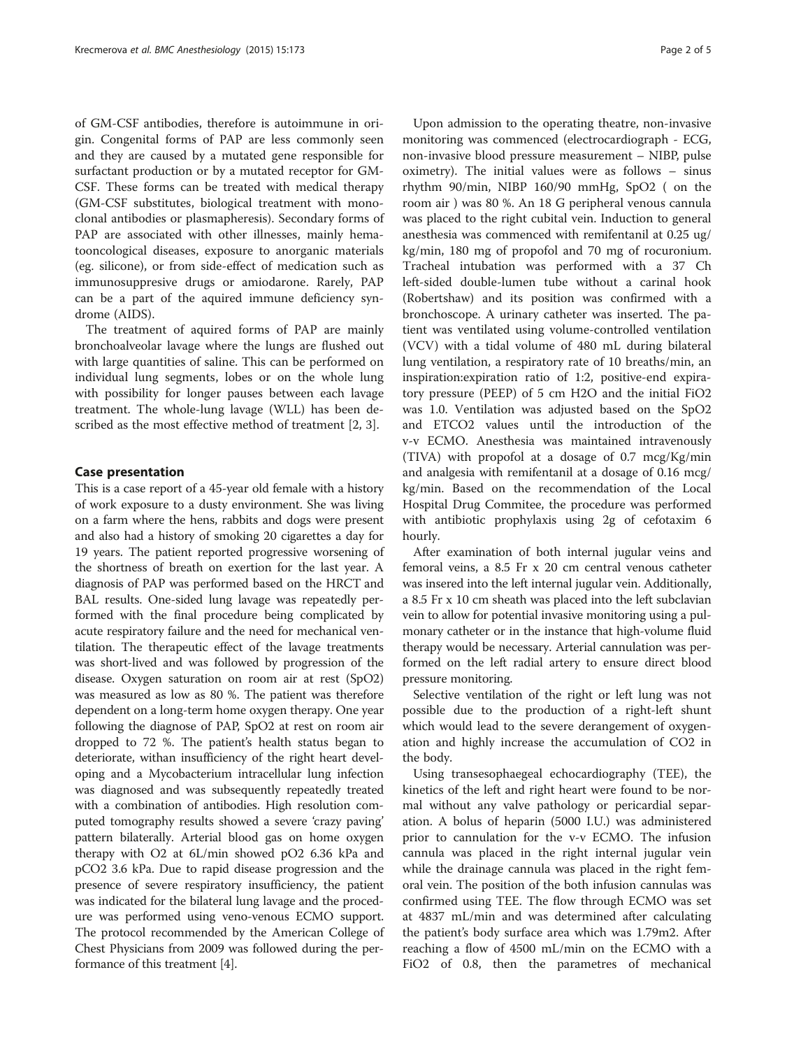of GM-CSF antibodies, therefore is autoimmune in origin. Congenital forms of PAP are less commonly seen and they are caused by a mutated gene responsible for surfactant production or by a mutated receptor for GM-CSF. These forms can be treated with medical therapy (GM-CSF substitutes, biological treatment with monoclonal antibodies or plasmapheresis). Secondary forms of PAP are associated with other illnesses, mainly hematooncological diseases, exposure to anorganic materials (eg. silicone), or from side-effect of medication such as immunosuppresive drugs or amiodarone. Rarely, PAP can be a part of the aquired immune deficiency syndrome (AIDS).

The treatment of aquired forms of PAP are mainly bronchoalveolar lavage where the lungs are flushed out with large quantities of saline. This can be performed on individual lung segments, lobes or on the whole lung with possibility for longer pauses between each lavage treatment. The whole-lung lavage (WLL) has been described as the most effective method of treatment [2, 3].

## Case presentation

This is a case report of a 45-year old female with a history of work exposure to a dusty environment. She was living on a farm where the hens, rabbits and dogs were present and also had a history of smoking 20 cigarettes a day for 19 years. The patient reported progressive worsening of the shortness of breath on exertion for the last year. A diagnosis of PAP was performed based on the HRCT and BAL results. One-sided lung lavage was repeatedly performed with the final procedure being complicated by acute respiratory failure and the need for mechanical ventilation. The therapeutic effect of the lavage treatments was short-lived and was followed by progression of the disease. Oxygen saturation on room air at rest (SpO2) was measured as low as 80 %. The patient was therefore dependent on a long-term home oxygen therapy. One year following the diagnose of PAP, SpO2 at rest on room air dropped to 72 %. The patient's health status began to deteriorate, withan insufficiency of the right heart developing and a Mycobacterium intracellular lung infection was diagnosed and was subsequently repeatedly treated with a combination of antibodies. High resolution computed tomography results showed a severe 'crazy paving' pattern bilaterally. Arterial blood gas on home oxygen therapy with O2 at 6L/min showed pO2 6.36 kPa and pCO2 3.6 kPa. Due to rapid disease progression and the presence of severe respiratory insufficiency, the patient was indicated for the bilateral lung lavage and the procedure was performed using veno-venous ECMO support. The protocol recommended by the American College of Chest Physicians from 2009 was followed during the performance of this treatment [4].

Upon admission to the operating theatre, non-invasive monitoring was commenced (electrocardiograph - ECG, non-invasive blood pressure measurement – NIBP, pulse oximetry). The initial values were as follows – sinus rhythm 90/min, NIBP 160/90 mmHg, SpO2 ( on the room air ) was 80 %. An 18 G peripheral venous cannula was placed to the right cubital vein. Induction to general anesthesia was commenced with remifentanil at 0.25 ug/kg/min, 180 mg of propofol and 70 mg of rocuronium. Tracheal intubation was performed with a 37 Ch left-sided double-lumen tube without a carinal hook (Robertshaw) and its position was confirmed with a bronchoscope. A urinary catheter was inserted. The patient was ventilated using volume-controlled ventilation (VCV) with a tidal volume of 480 mL during bilateral lung ventilation, a respiratory rate of 10 breaths/min, an inspiration:expiration ratio of 1:2, positive-end expiratory pressure (PEEP) of 5 cm H2O and the initial FiO2 was 1.0. Ventilation was adjusted based on the SpO2 and ETCO2 values until the introduction of the v-v ECMO. Anesthesia was maintained intravenously (TIVA) with propofol at a dosage of 0.7 mcg/Kg/min and analgesia with remifentanil at a dosage of 0.16 mcg/kg/min. Based on the recommendation of the Local Hospital Drug Commitee, the procedure was performed with antibiotic prophylaxis using 2g of cefotaxim 6 hourly.

After examination of both internal jugular veins and femoral veins, a 8.5 Fr x 20 cm central venous catheter was insered into the left internal jugular vein. Additionally, a 8.5 Fr x 10 cm sheath was placed into the left subclavian vein to allow for potential invasive monitoring using a pulmonary catheter or in the instance that high-volume fluid therapy would be necessary. Arterial cannulation was performed on the left radial artery to ensure direct blood pressure monitoring.

Selective ventilation of the right or left lung was not possible due to the production of a right-left shunt which would lead to the severe derangement of oxygenation and highly increase the accumulation of CO2 in the body.

Using transesophaegeal echocardiography (TEE), the kinetics of the left and right heart were found to be normal without any valve pathology or pericardial separation. A bolus of heparin (5000 I.U.) was administered prior to cannulation for the v-v ECMO. The infusion cannula was placed in the right internal jugular vein while the drainage cannula was placed in the right femoral vein. The position of the both infusion cannulas was confirmed using TEE. The flow through ECMO was set at 4837 mL/min and was determined after calculating the patient's body surface area which was 1.79m2. After reaching a flow of 4500 mL/min on the ECMO with a FiO2 of 0.8, then the parametres of mechanical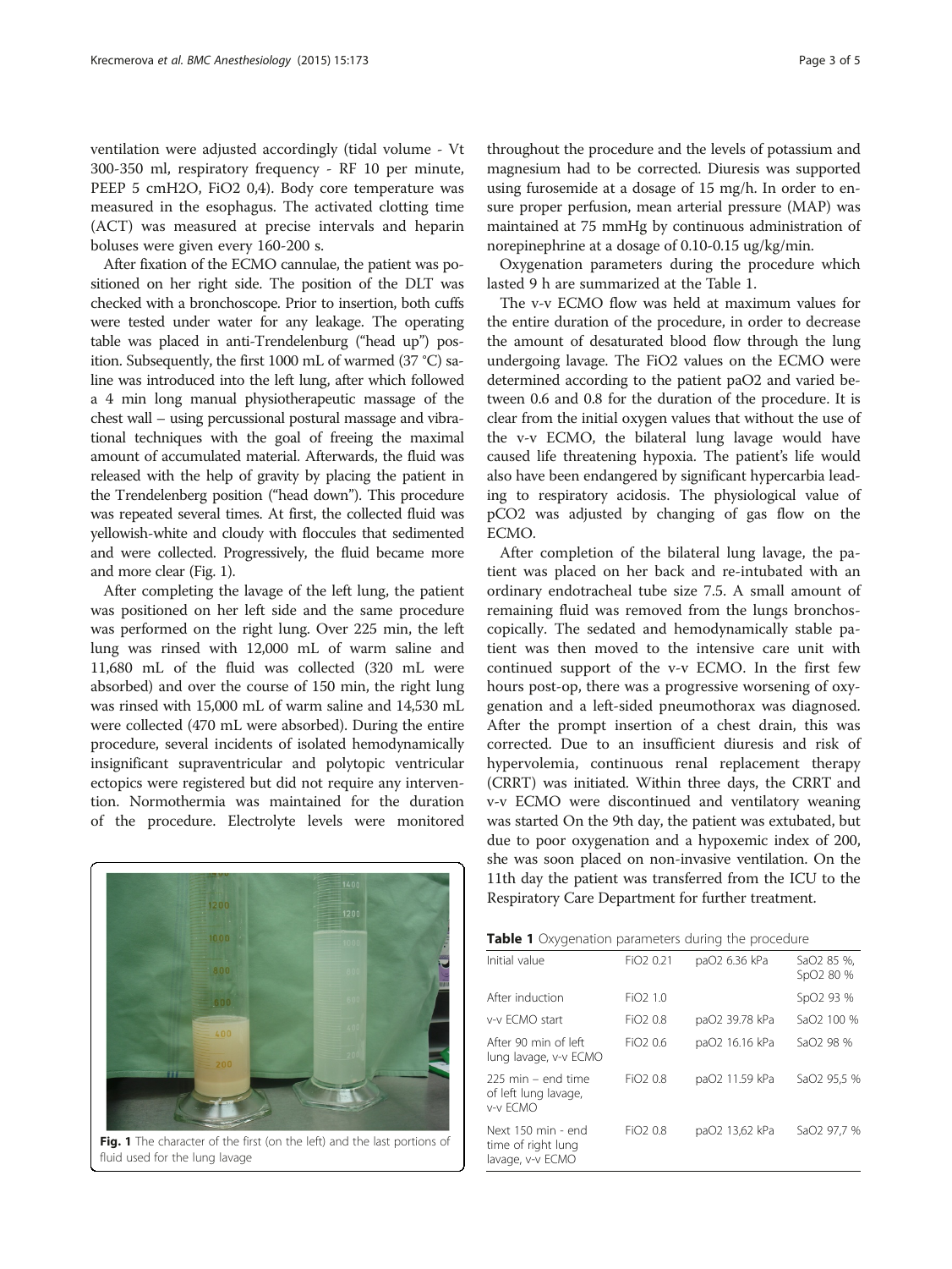ventilation were adjusted accordingly (tidal volume - Vt 300-350 ml, respiratory frequency - RF 10 per minute, PEEP 5 cmH2O, FiO2 0,4). Body core temperature was measured in the esophagus. The activated clotting time (ACT) was measured at precise intervals and heparin boluses were given every 160-200 s.

After fixation of the ECMO cannulae, the patient was positioned on her right side. The position of the DLT was checked with a bronchoscope. Prior to insertion, both cuffs were tested under water for any leakage. The operating table was placed in anti-Trendelenburg ("head up") position. Subsequently, the first 1000 mL of warmed (37 °C) saline was introduced into the left lung, after which followed a 4 min long manual physiotherapeutic massage of the chest wall – using percussional postural massage and vibrational techniques with the goal of freeing the maximal amount of accumulated material. Afterwards, the fluid was released with the help of gravity by placing the patient in the Trendelenburg position ("head down"). This procedure was repeated several times. At first, the collected fluid was yellowish-white and cloudy with floccules that sedimented and were collected. Progressively, the fluid became more and more clear (Fig. 1).

After completing the lavage of the left lung, the patient was positioned on her left side and the same procedure was performed on the right lung. Over 225 min, the left lung was rinsed with 12,000 mL of warm saline and 11,680 mL of the fluid was collected (320 mL were absorbed) and over the course of 150 min, the right lung was rinsed with 15,000 mL of warm saline and 14,530 mL were collected (470 mL were absorbed). During the entire procedure, several incidents of isolated hemodynamically insignificant supraventricular and polytopic ventricular ectopics were registered but did not require any intervention. Normothermia was maintained for the duration of the procedure. Electrolyte levels were monitored throughout the procedure and the levels of potassium and magnesium had to be corrected. Diuresis was supported using furosemide at a dosage of 15 mg/h. In order to ensure proper perfusion, mean arterial pressure (MAP) was maintained at 75 mmHg by continuous administration of norepinephrine at a dosage of 0.10-0.15 ug/kg/min.

Fig. 1 The character of the first (on the left) and the last portions of fluid used for the lung lavage

Oxygenation parameters during the procedure which lasted 9 h are summarized at the Table 1.

The v-v ECMO flow was held at maximum values for the entire duration of the procedure, in order to decrease the amount of desaturated blood flow through the lung undergoing lavage. The FiO2 values on the ECMO were determined according to the patient paO2 and varied between 0.6 and 0.8 for the duration of the procedure. It is clear from the initial oxygen values that without the use of the v-v ECMO, the bilateral lung lavage would have caused life threatening hypoxia. The patient's life would also have been endangered by significant hypercarbia leading to respiratory acidosis. The physiological value of pCO2 was adjusted by changing of gas flow on the ECMO.

After completion of the bilateral lung lavage, the patient was placed on her back and re-intubated with an ordinary endotracheal tube size 7.5. A small amount of remaining fluid was removed from the lungs bronchoscopically. The sedated and hemodynamically stable patient was then moved to the intensive care unit with continued support of the v-v ECMO. In the first few hours post-op, there was a progressive worsening of oxygenation and a left-sided pneumothorax was diagnosed. After the prompt insertion of a chest drain, this was corrected. Due to an insufficient diuresis and risk of hypervolemia, continuous renal replacement therapy (CRRT) was initiated. Within three days, the CRRT and v-v ECMO were discontinued and ventilatory weaning was started On the 9th day, the patient was extubated, but due to poor oxygenation and a hypoxemic index of 200, she was soon placed on non-invasive ventilation. On the 11th day the patient was transferred from the ICU to the Respiratory Care Department for further treatment.

**Table 1** Oxygenation parameters during the procedure

| | | | |
|---|---|---|---|
| Initial value | FiO2 0.21 | paO2 6.36 kPa | SaO2 85 %, SpO2 80 % |
| After induction | FiO2 1.0 | | SpO2 93 % |
| v-v ECMO start | FiO2 0.8 | paO2 39.78 kPa | SaO2 100 % |
| After 90 min of left lung lavage, v-v ECMO | FiO2 0.6 | paO2 16.16 kPa | SaO2 98 % |
| 225 min – end time of left lung lavage, v-v ECMO | FiO2 0.8 | paO2 11.59 kPa | SaO2 95,5 % |
| Next 150 min - end time of right lung lavage, v-v ECMO | FiO2 0.8 | paO2 13,62 kPa | SaO2 97,7 % |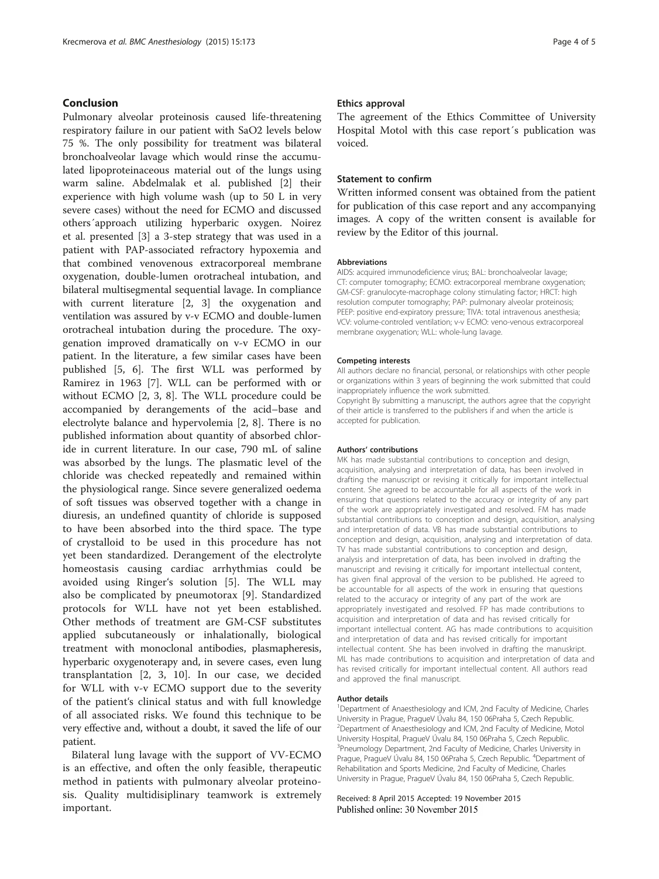## Conclusion

Pulmonary alveolar proteinosis caused life-threatening respiratory failure in our patient with SaO2 levels below 75 %. The only possibility for treatment was bilateral bronchoalveolar lavage which would rinse the accumulated lipoproteinaceous material out of the lungs using warm saline. Abdelmalak et al. published [2] their experience with high volume wash (up to 50 L in very severe cases) without the need for ECMO and discussed others´approach utilizing hyperbaric oxygen. Noirez et al. presented [3] a 3-step strategy that was used in a patient with PAP-associated refractory hypoxemia and that combined venovenous extracorporeal membrane oxygenation, double-lumen orotracheal intubation, and bilateral multisegmental sequential lavage. In compliance with current literature [2, 3] the oxygenation and ventilation was assured by v-v ECMO and double-lumen orotracheal intubation during the procedure. The oxygenation improved dramatically on v-v ECMO in our patient. In the literature, a few similar cases have been published [5, 6]. The first WLL was performed by Ramirez in 1963 [7]. WLL can be performed with or without ECMO [2, 3, 8]. The WLL procedure could be accompanied by derangements of the acid–base and electrolyte balance and hypervolemia [2, 8]. There is no published information about quantity of absorbed chloride in current literature. In our case, 790 mL of saline was absorbed by the lungs. The plasmatic level of the chloride was checked repeatedly and remained within the physiological range. Since severe generalized oedema of soft tissues was observed together with a change in diuresis, an undefined quantity of chloride is supposed to have been absorbed into the third space. The type of crystalloid to be used in this procedure has not yet been standardized. Derangement of the electrolyte homeostasis causing cardiac arrhythmias could be avoided using Ringer's solution [5]. The WLL may also be complicated by pneumotorax [9]. Standardized protocols for WLL have not yet been established. Other methods of treatment are GM-CSF substitutes applied subcutaneously or inhalationally, biological treatment with monoclonal antibodies, plasmapheresis, hyperbaric oxygenoterapy and, in severe cases, even lung transplantation [2, 3, 10]. In our case, we decided for WLL with v-v ECMO support due to the severity of the patient's clinical status and with full knowledge of all associated risks. We found this technique to be very effective and, without a doubt, it saved the life of our patient.

Bilateral lung lavage with the support of VV-ECMO is an effective, and often the only feasible, therapeutic method in patients with pulmonary alveolar proteinosis. Quality multidisiplinary teamwork is extremely important.

### Ethics approval

The agreement of the Ethics Committee of University Hospital Motol with this case report´s publication was voiced.

### Statement to confirm

Written informed consent was obtained from the patient for publication of this case report and any accompanying images. A copy of the written consent is available for review by the Editor of this journal.

#### Abbreviations

AIDS: acquired immunodeficience virus; BAL: bronchoalveolar lavage; CT: computer tomography; ECMO: extracorporeal membrane oxygenation; GM-CSF: granulocyte-macrophage colony stimulating factor; HRCT: high resolution computer tomography; PAP: pulmonary alveolar proteinosis; PEEP: positive end-expiratory pressure; TIVA: total intravenous anesthesia; VCV: volume-controled ventilation; v-v ECMO: veno-venous extracorporeal membrane oxygenation; WLL: whole-lung lavage.

#### Competing interests

All authors declare no financial, personal, or relationships with other people or organizations within 3 years of beginning the work submitted that could inappropriately influence the work submitted.

Copyright By submitting a manuscript, the authors agree that the copyright of their article is transferred to the publishers if and when the article is accepted for publication.

#### Authors' contributions

MK has made substantial contributions to conception and design, acquisition, analysing and interpretation of data, has been involved in drafting the manuscript or revising it critically for important intellectual content. She agreed to be accountable for all aspects of the work in ensuring that questions related to the accuracy or integrity of any part of the work are appropriately investigated and resolved. FM has made substantial contributions to conception and design, acquisition, analysing and interpretation of data. VB has made substantial contributions to conception and design, acquisition, analysing and interpretation of data. TV has made substantial contributions to conception and design, analysis and interpretation of data, has been involved in drafting the manuscript and revising it critically for important intellectual content, has given final approval of the version to be published. He agreed to be accountable for all aspects of the work in ensuring that questions related to the accuracy or integrity of any part of the work are appropriately investigated and resolved. FP has made contributions to acquisition and interpretation of data and has revised critically for important intellectual content. AG has made contributions to acquisition and interpretation of data and has revised critically for important intellectual content. She has been involved in drafting the manuskript. ML has made contributions to acquisition and interpretation of data and has revised critically for important intellectual content. All authors read and approved the final manuscript.

#### Author details

[1]Department of Anaesthesiology and ICM, 2nd Faculty of Medicine, Charles University in Prague, PragueV Úvalu 84, 150 06Praha 5, Czech Republic. [2]Department of Anaesthesiology and ICM, 2nd Faculty of Medicine, Motol University Hospital, PragueV Úvalu 84, 150 06Praha 5, Czech Republic. [3]Pneumology Department, 2nd Faculty of Medicine, Charles University in Prague, PragueV Úvalu 84, 150 06Praha 5, Czech Republic. [4]Department of Rehabilitation and Sports Medicine, 2nd Faculty of Medicine, Charles University in Prague, PragueV Úvalu 84, 150 06Praha 5, Czech Republic.

Received: 8 April 2015 Accepted: 19 November 2015
Published online: 30 November 2015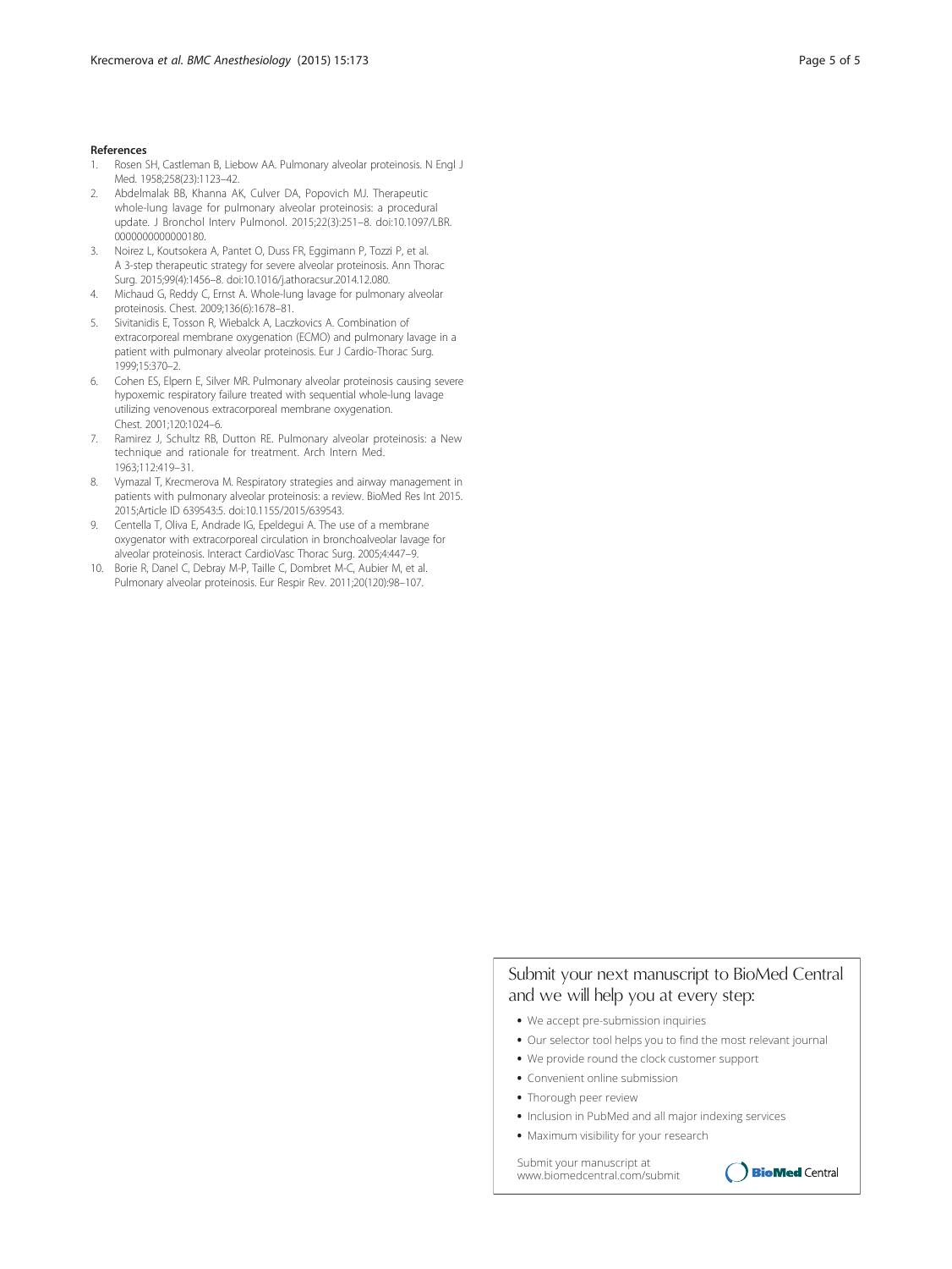## References

1. Rosen SH, Castleman B, Liebow AA. Pulmonary alveolar proteinosis. N Engl J Med. 1958;258(23):1123–42.
2. Abdelmalak BB, Khanna AK, Culver DA, Popovich MJ. Therapeutic whole-lung lavage for pulmonary alveolar proteinosis: a procedural update. J Bronchol Interv Pulmonol. 2015;22(3):251–8. doi:10.1097/LBR.0000000000000180.
3. Noirez L, Koutsokera A, Pantet O, Duss FR, Eggimann P, Tozzi P, et al. A 3-step therapeutic strategy for severe alveolar proteinosis. Ann Thorac Surg. 2015;99(4):1456–8. doi:10.1016/j.athoracsur.2014.12.080.
4. Michaud G, Reddy C, Ernst A. Whole-lung lavage for pulmonary alveolar proteinosis. Chest. 2009;136(6):1678–81.
5. Sivitanidis E, Tosson R, Wiebalck A, Laczkovics A. Combination of extracorporeal membrane oxygenation (ECMO) and pulmonary lavage in a patient with pulmonary alveolar proteinosis. Eur J Cardio-Thorac Surg. 1999;15:370–2.
6. Cohen ES, Elpern E, Silver MR. Pulmonary alveolar proteinosis causing severe hypoxemic respiratory failure treated with sequential whole-lung lavage utilizing venovenous extracorporeal membrane oxygenation. Chest. 2001;120:1024–6.
7. Ramirez J, Schultz RB, Dutton RE. Pulmonary alveolar proteinosis: a New technique and rationale for treatment. Arch Intern Med. 1963;112:419–31.
8. Vymazal T, Krecmerova M. Respiratory strategies and airway management in patients with pulmonary alveolar proteinosis: a review. BioMed Res Int 2015. 2015;Article ID 639543:5. doi:10.1155/2015/639543.
9. Centella T, Oliva E, Andrade IG, Epeldegui A. The use of a membrane oxygenator with extracorporeal circulation in bronchoalveolar lavage for alveolar proteinosis. Interact CardioVasc Thorac Surg. 2005;4:447–9.
10. Borie R, Danel C, Debray M-P, Taille C, Dombret M-C, Aubier M, et al. Pulmonary alveolar proteinosis. Eur Respir Rev. 2011;20(120):98–107.

Submit your next manuscript to BioMed Central and we will help you at every step:

- We accept pre-submission inquiries
- Our selector tool helps you to find the most relevant journal
- We provide round the clock customer support
- Convenient online submission
- Thorough peer review
- Inclusion in PubMed and all major indexing services
- Maximum visibility for your research

Submit your manuscript at www.biomedcentral.com/submit

BioMed Central